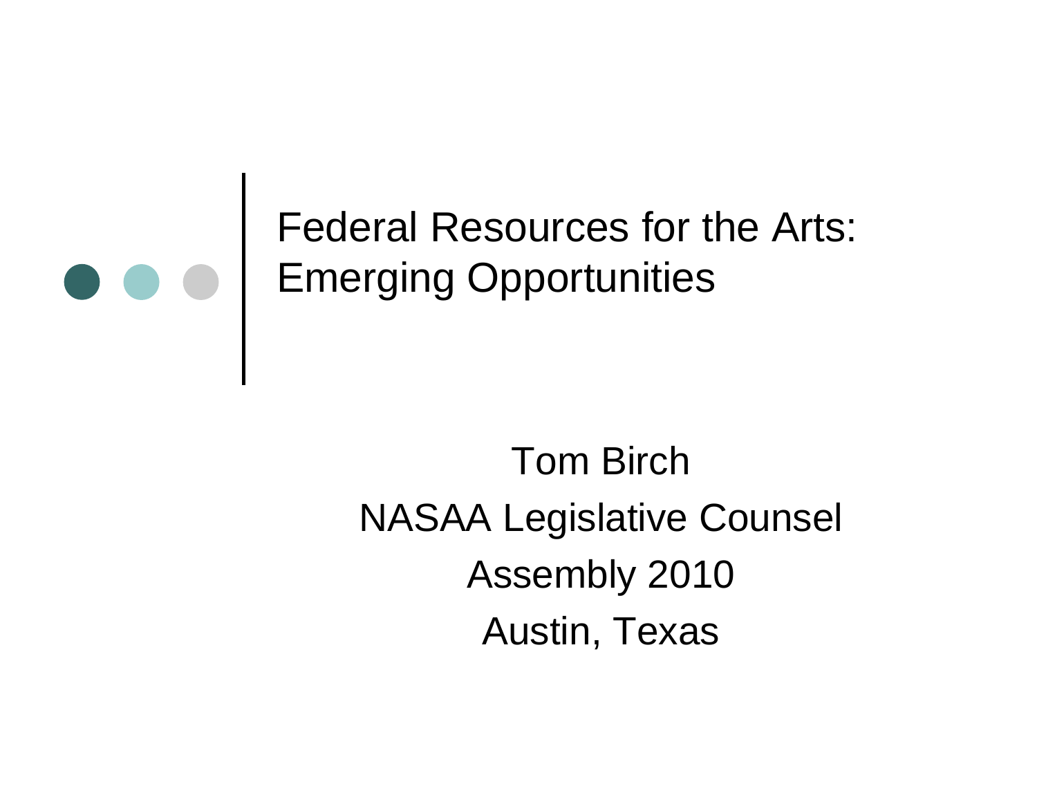# Federal Resources for the Arts: Emerging Opportunities

Tom Birch

NASAA Legislative Counsel

Assembly 2010

Austin, Texas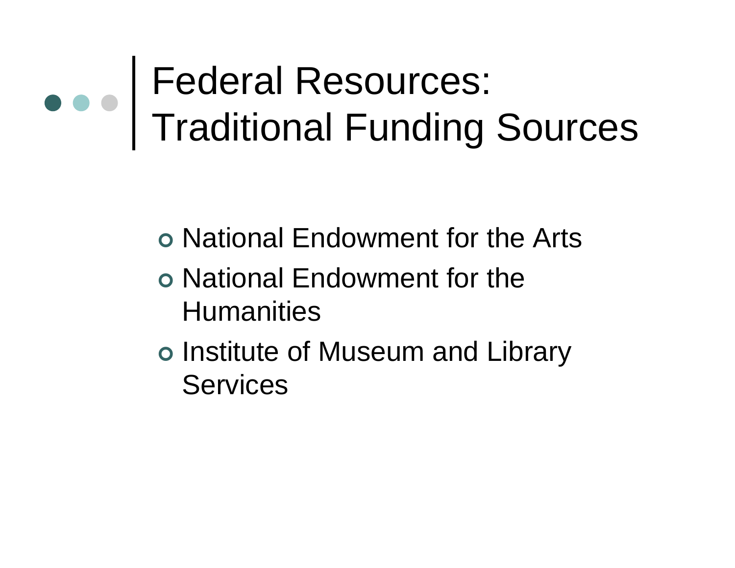# Federal Resources: Traditional Funding Sources

- National Endowment for the Arts
- National Endowment for the Humanities
- Institute of Museum and Library Services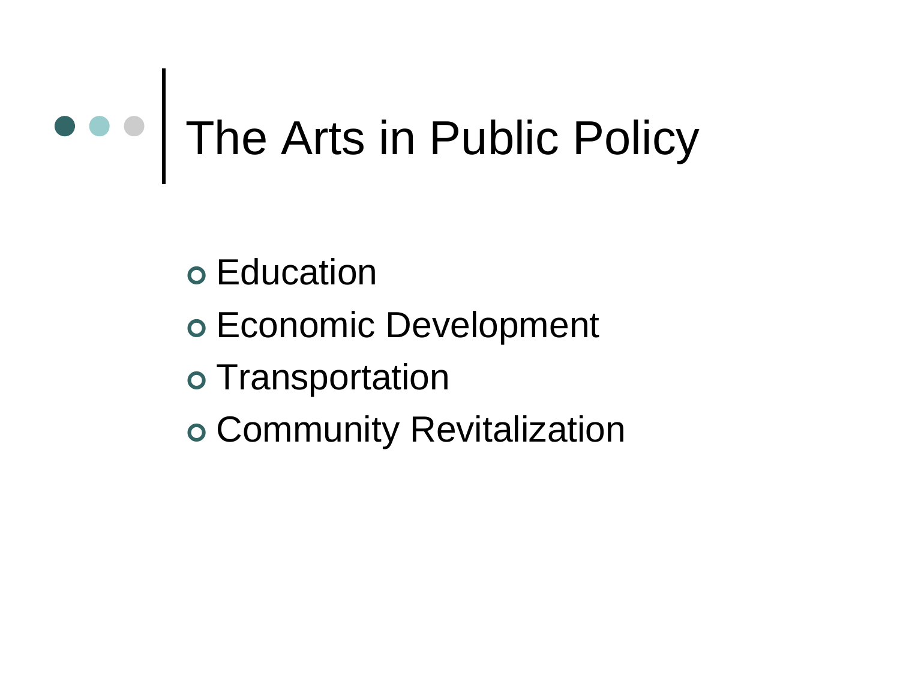# The Arts in Public Policy

- Education
- Economic Development
- Transportation
- Community Revitalization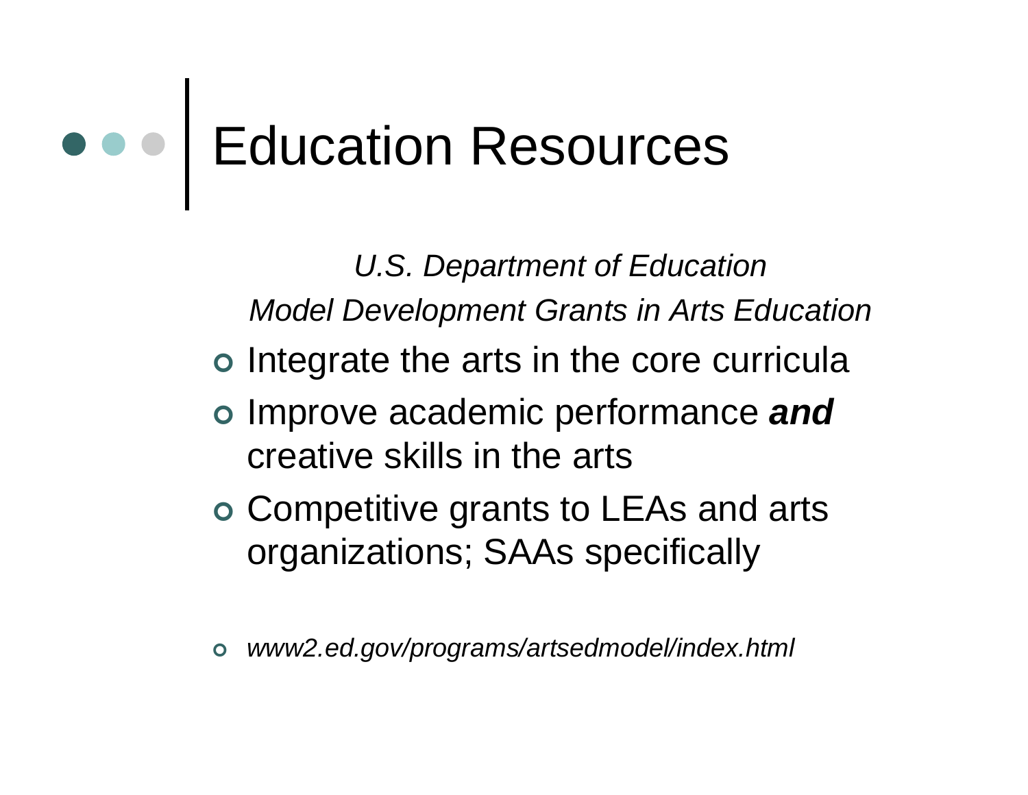# Education Resources

*U.S. Department of Education*

*Model Development Grants in Arts Education*

- Integrate the arts in the core curricula
- Improve academic performance ***and*** creative skills in the arts
- Competitive grants to LEAs and arts organizations; SAAs specifically
- *www2.ed.gov/programs/artsedmodel/index.html*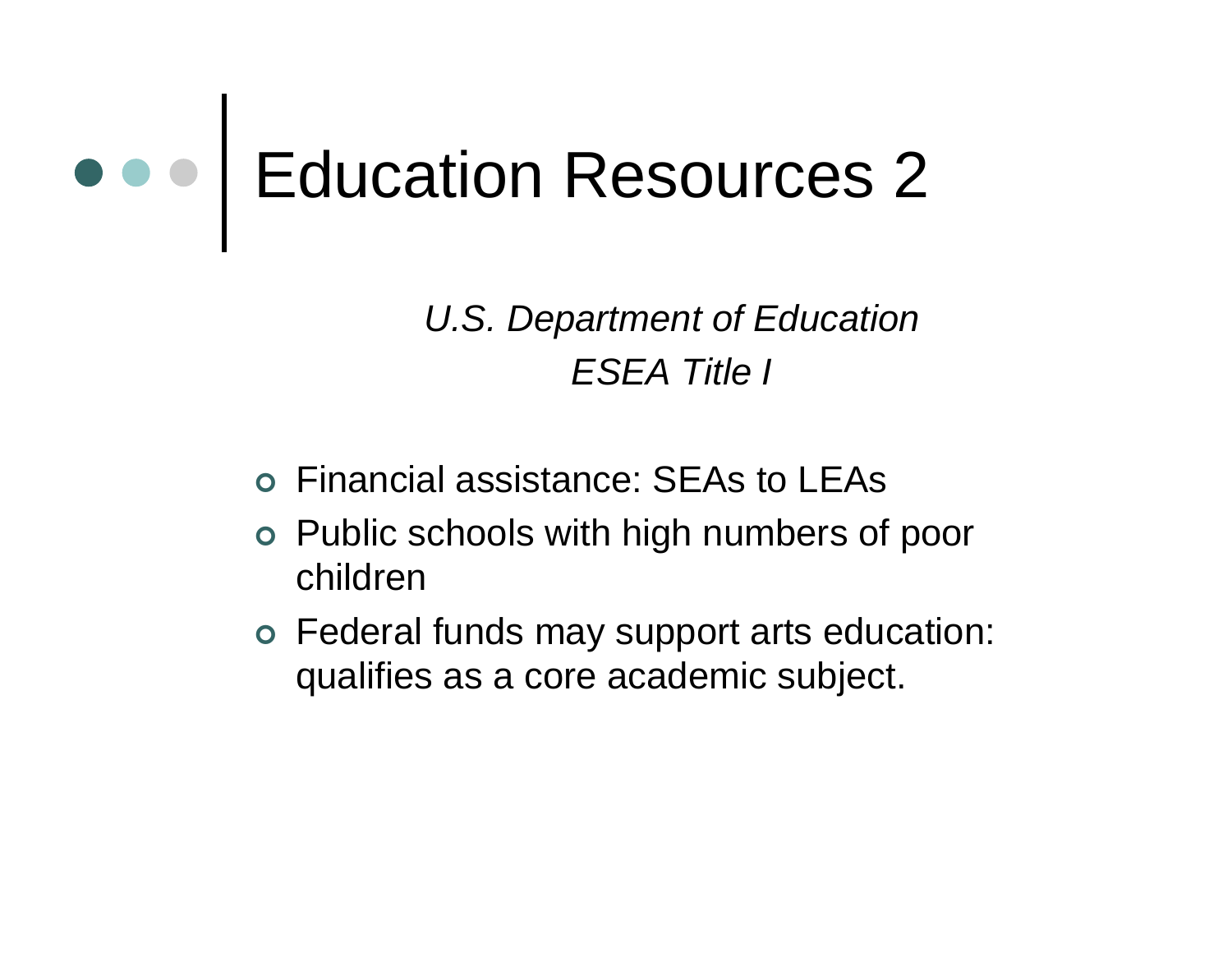# Education Resources 2

*U.S. Department of Education*
*ESEA Title I*

- Financial assistance: SEAs to LEAs
- Public schools with high numbers of poor children
- Federal funds may support arts education: qualifies as a core academic subject.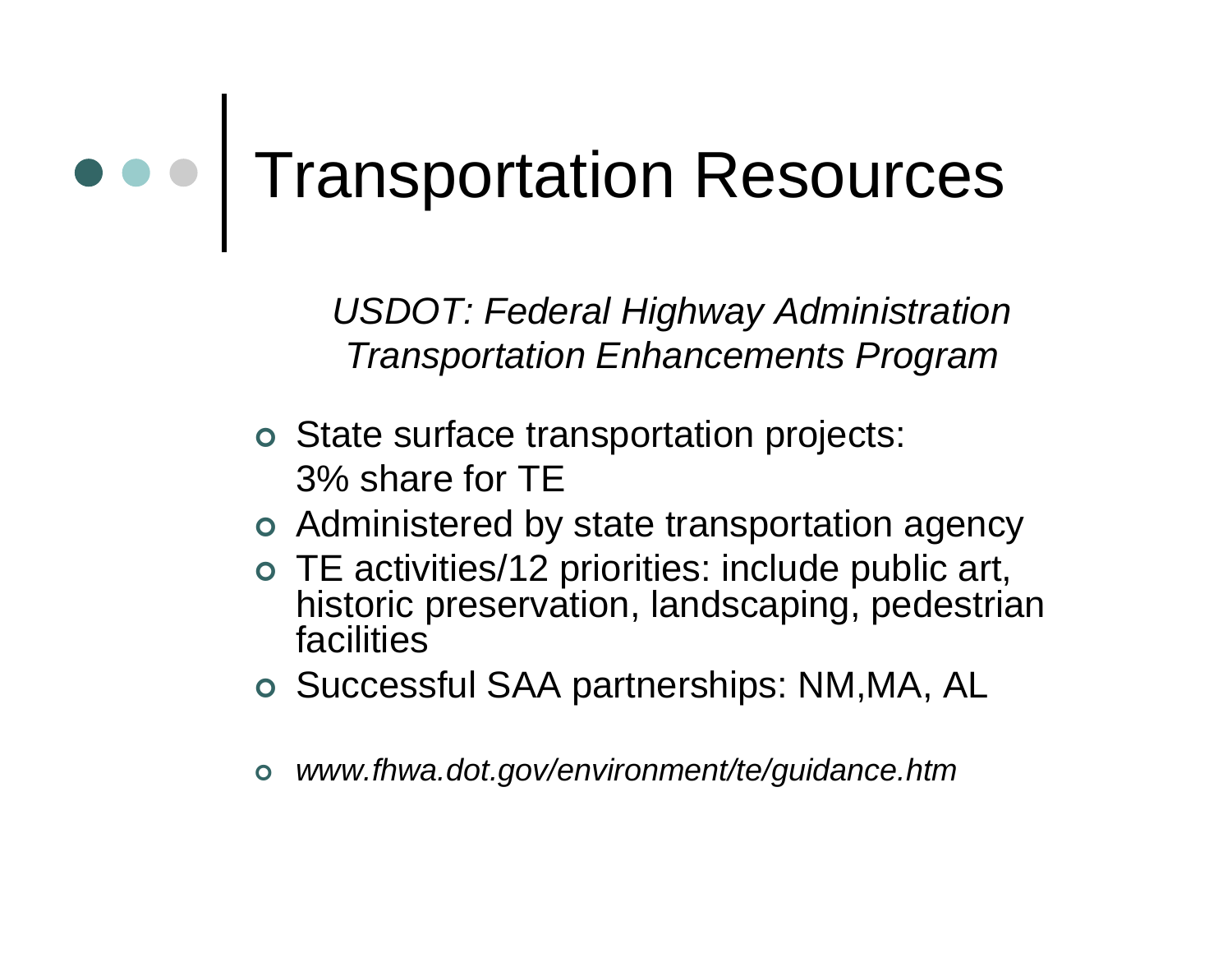# Transportation Resources

*USDOT: Federal Highway Administration*
*Transportation Enhancements Program*

- State surface transportation projects: 3% share for TE
- Administered by state transportation agency
- TE activities/12 priorities: include public art, historic preservation, landscaping, pedestrian facilities
- Successful SAA partnerships: NM,MA, AL

- *www.fhwa.dot.gov/environment/te/guidance.htm*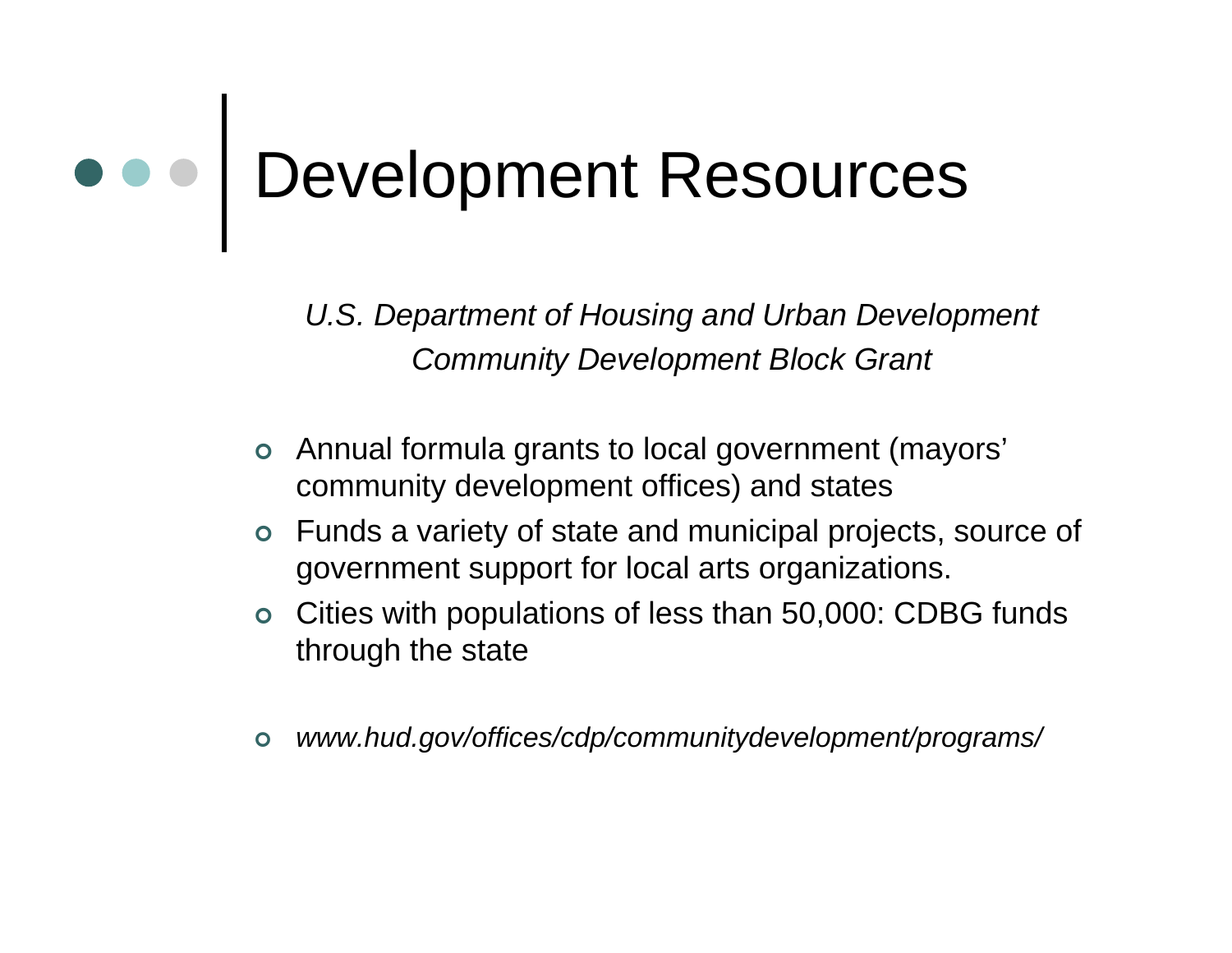# Development Resources

*U.S. Department of Housing and Urban Development*
*Community Development Block Grant*

- Annual formula grants to local government (mayors' community development offices) and states
- Funds a variety of state and municipal projects, source of government support for local arts organizations.
- Cities with populations of less than 50,000: CDBG funds through the state

- *www.hud.gov/offices/cdp/communitydevelopment/programs/*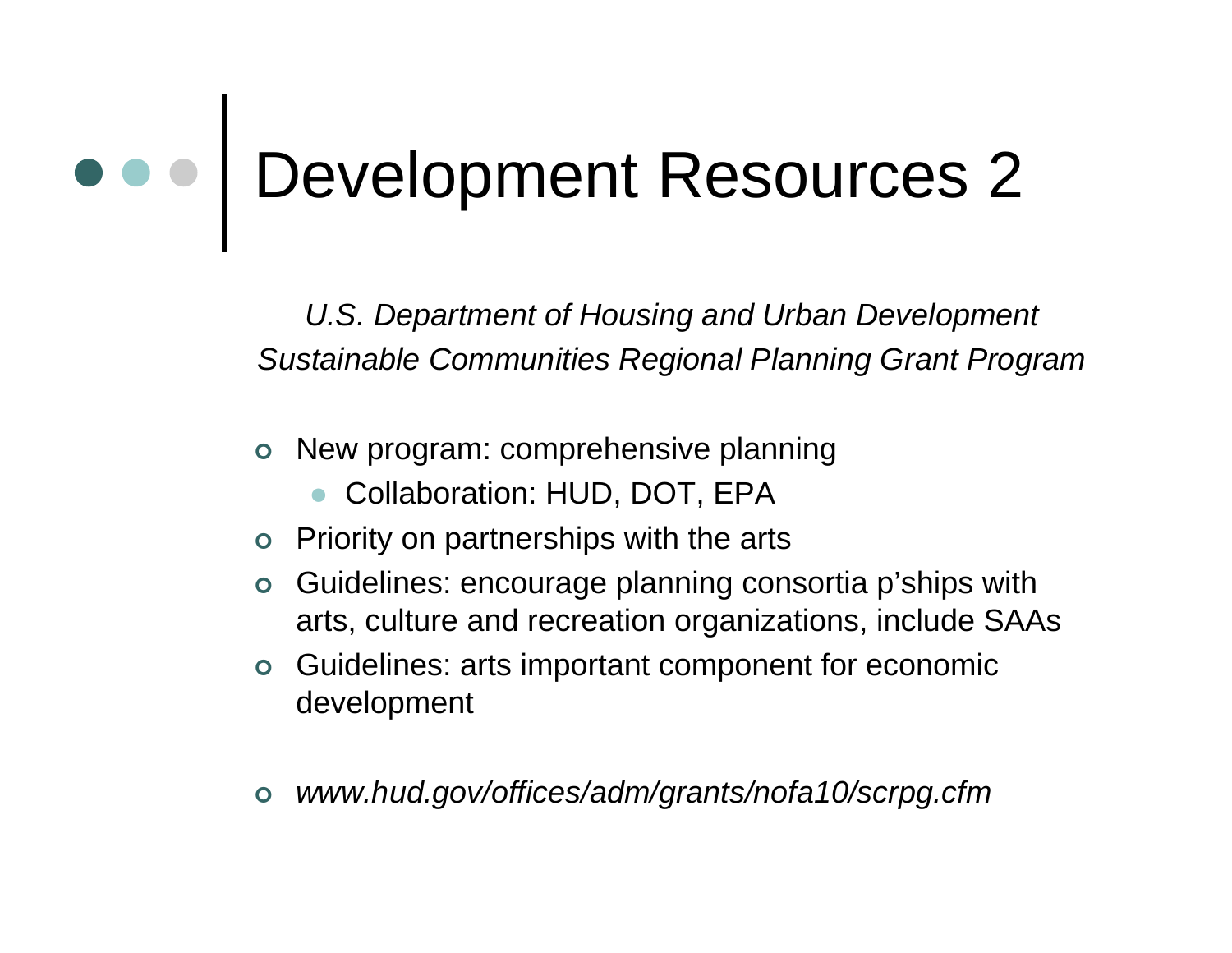# Development Resources 2

*U.S. Department of Housing and Urban Development*
*Sustainable Communities Regional Planning Grant Program*

- New program: comprehensive planning
  - Collaboration: HUD, DOT, EPA
- Priority on partnerships with the arts
- Guidelines: encourage planning consortia p'ships with arts, culture and recreation organizations, include SAAs
- Guidelines: arts important component for economic development

- *www.hud.gov/offices/adm/grants/nofa10/scrpg.cfm*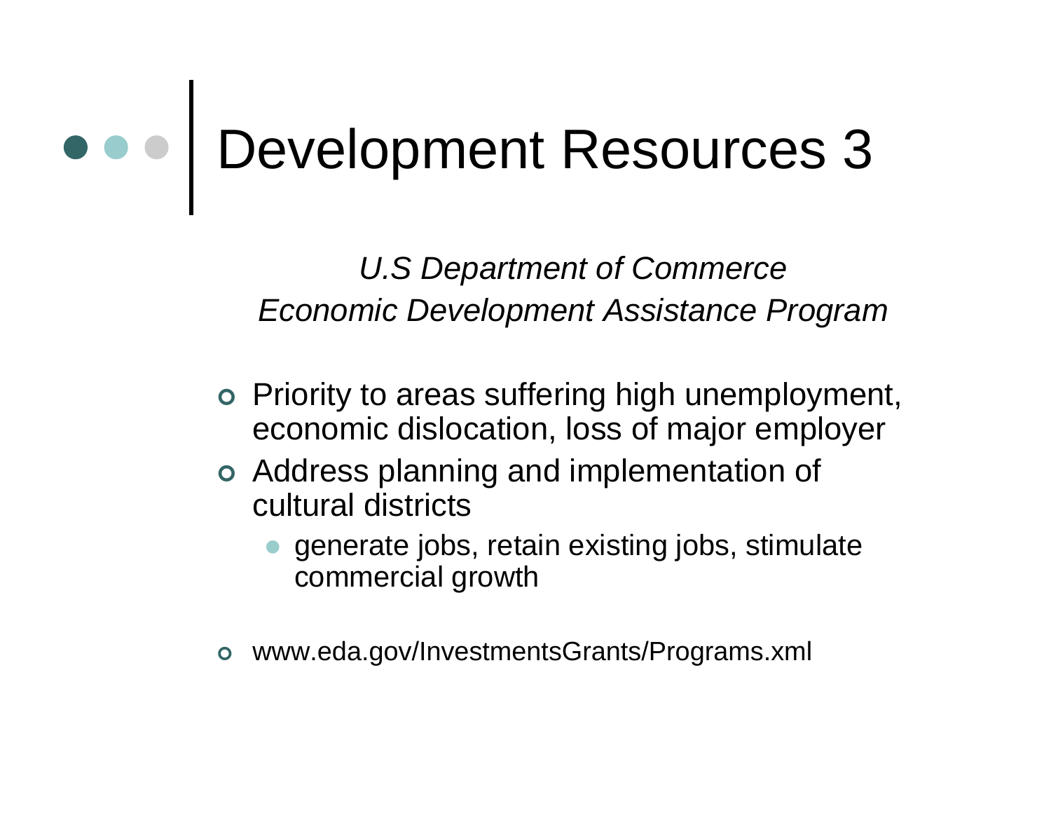# Development Resources 3

*U.S Department of Commerce*
*Economic Development Assistance Program*

- Priority to areas suffering high unemployment, economic dislocation, loss of major employer
- Address planning and implementation of cultural districts
  - generate jobs, retain existing jobs, stimulate commercial growth
- www.eda.gov/InvestmentsGrants/Programs.xml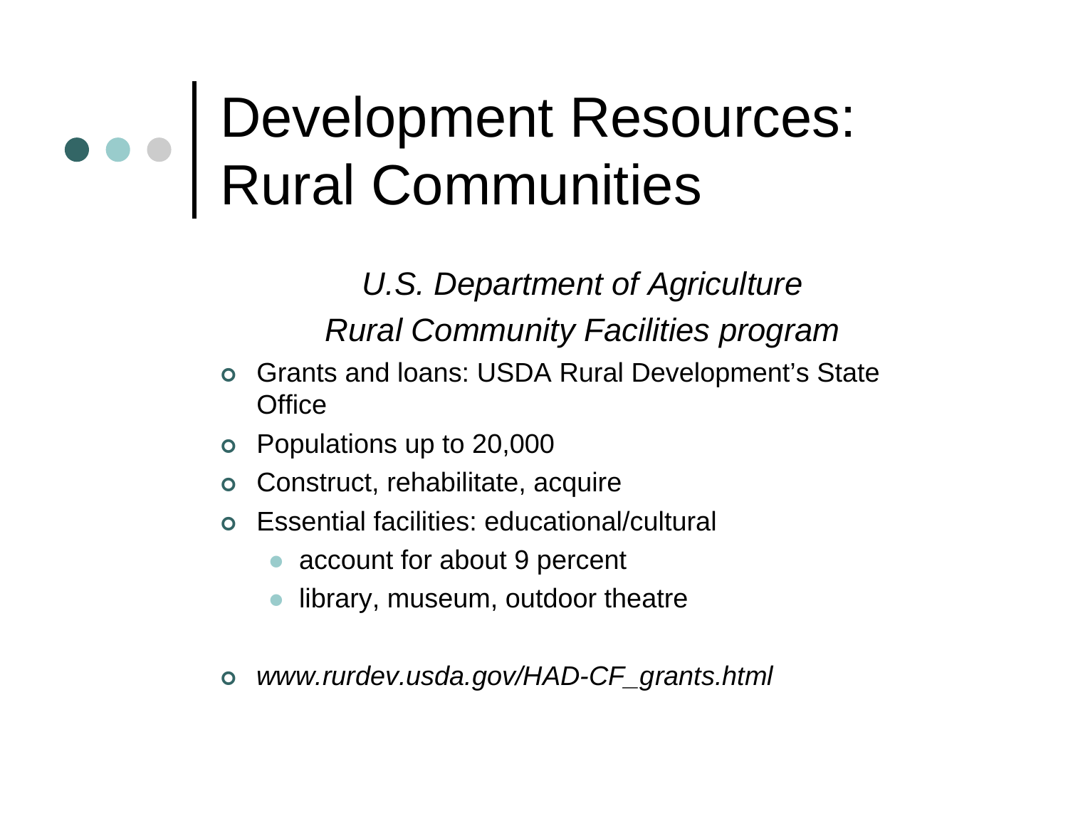# Development Resources: Rural Communities

*U.S. Department of Agriculture*

*Rural Community Facilities program*

- Grants and loans: USDA Rural Development's State Office
- Populations up to 20,000
- Construct, rehabilitate, acquire
- Essential facilities: educational/cultural
  - account for about 9 percent
  - library, museum, outdoor theatre
- *www.rurdev.usda.gov/HAD-CF_grants.html*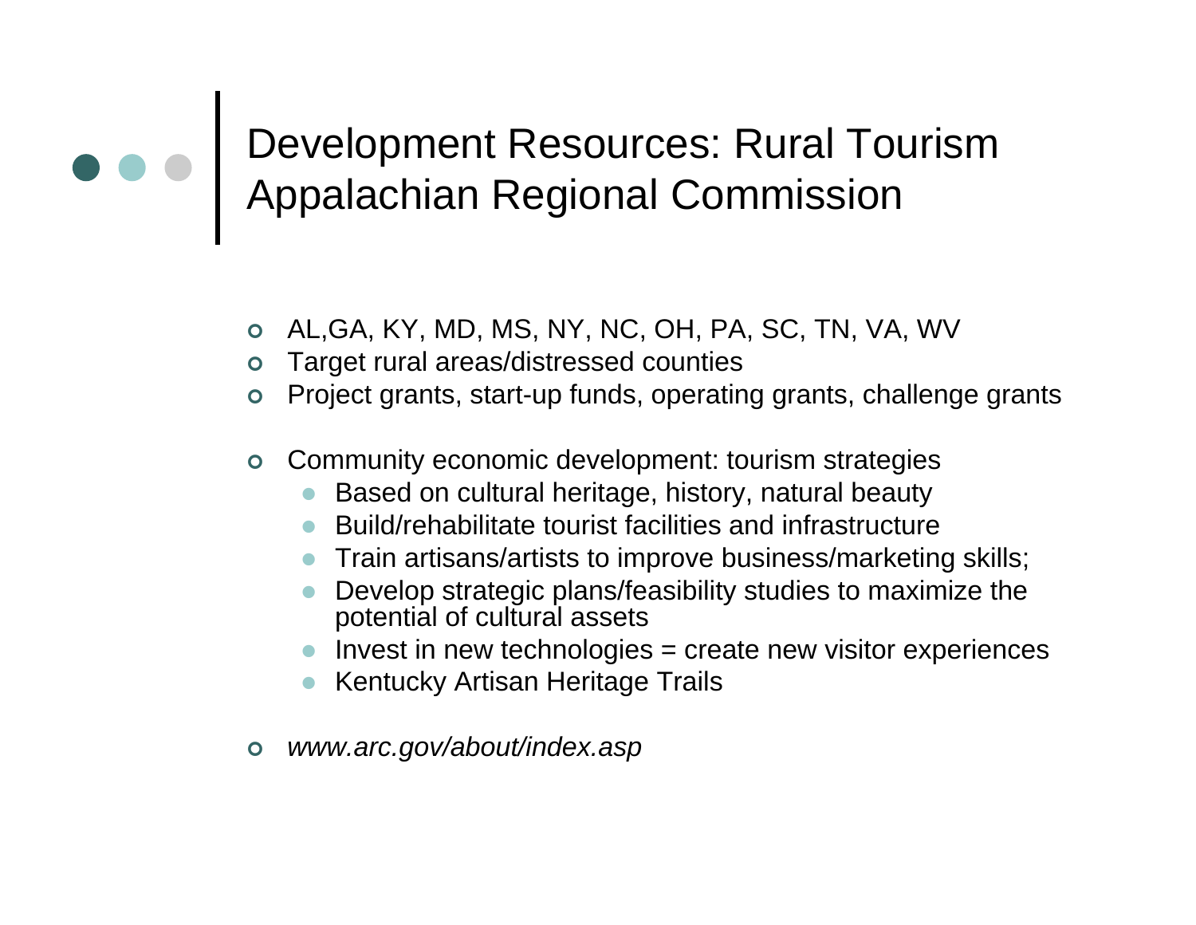# Development Resources: Rural Tourism
# Appalachian Regional Commission

- AL,GA, KY, MD, MS, NY, NC, OH, PA, SC, TN, VA, WV
- Target rural areas/distressed counties
- Project grants, start-up funds, operating grants, challenge grants

- Community economic development: tourism strategies
  - Based on cultural heritage, history, natural beauty
  - Build/rehabilitate tourist facilities and infrastructure
  - Train artisans/artists to improve business/marketing skills;
  - Develop strategic plans/feasibility studies to maximize the potential of cultural assets
  - Invest in new technologies = create new visitor experiences
  - Kentucky Artisan Heritage Trails

- *www.arc.gov/about/index.asp*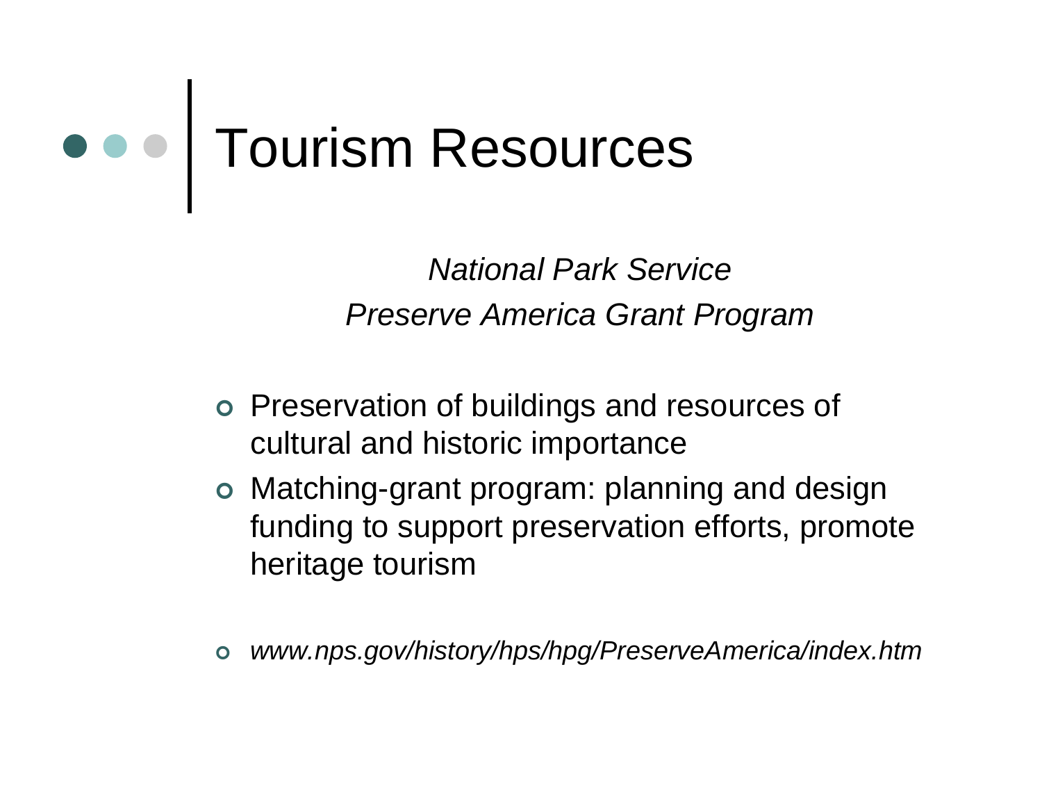# Tourism Resources

*National Park Service*

*Preserve America Grant Program*

- Preservation of buildings and resources of cultural and historic importance
- Matching-grant program: planning and design funding to support preservation efforts, promote heritage tourism

- *www.nps.gov/history/hps/hpg/PreserveAmerica/index.htm*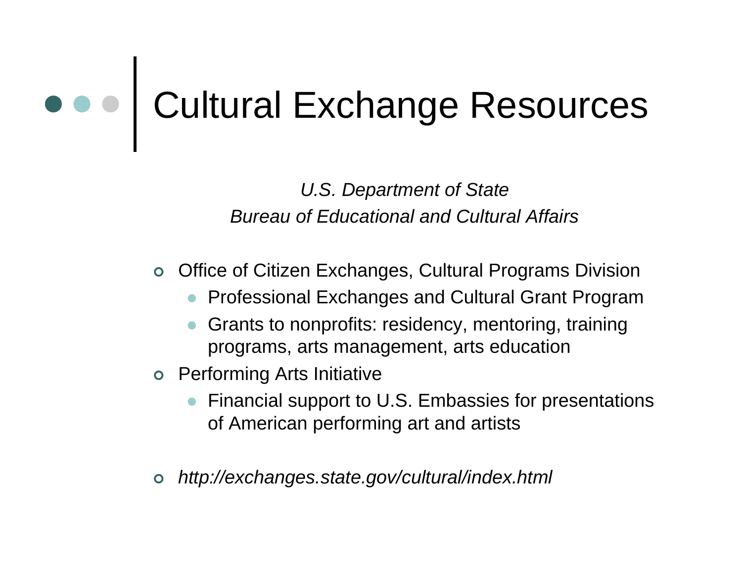# Cultural Exchange Resources

*U.S. Department of State*
*Bureau of Educational and Cultural Affairs*

- Office of Citizen Exchanges, Cultural Programs Division
  - Professional Exchanges and Cultural Grant Program
  - Grants to nonprofits: residency, mentoring, training programs, arts management, arts education
- Performing Arts Initiative
  - Financial support to U.S. Embassies for presentations of American performing art and artists
- *http://exchanges.state.gov/cultural/index.html*